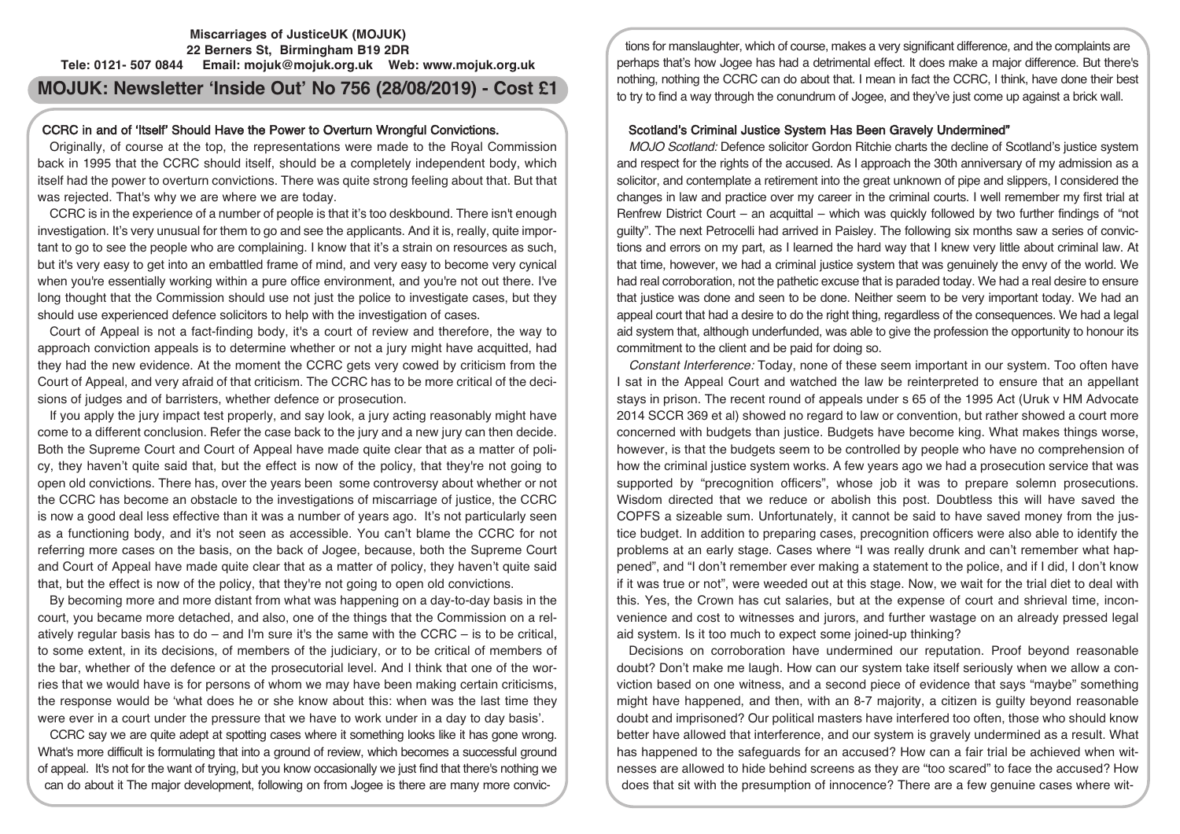**Miscarriages of JusticeUK (MOJUK)**
**22 Berners St, Birmingham B19 2DR**
**Tele: 0121- 507 0844 Email: mojuk@mojuk.org.uk Web: www.mojuk.org.uk**

# MOJUK: Newsletter 'Inside Out' No 756 (28/08/2019) - Cost £1

## CCRC in and of 'Itself' Should Have the Power to Overturn Wrongful Convictions.

Originally, of course at the top, the representations were made to the Royal Commission back in 1995 that the CCRC should itself, should be a completely independent body, which itself had the power to overturn convictions. There was quite strong feeling about that. But that was rejected. That's why we are where we are today.

CCRC is in the experience of a number of people is that it's too deskbound. There isn't enough investigation. It's very unusual for them to go and see the applicants. And it is, really, quite important to go to see the people who are complaining. I know that it's a strain on resources as such, but it's very easy to get into an embattled frame of mind, and very easy to become very cynical when you're essentially working within a pure office environment, and you're not out there. I've long thought that the Commission should use not just the police to investigate cases, but they should use experienced defence solicitors to help with the investigation of cases.

Court of Appeal is not a fact-finding body, it's a court of review and therefore, the way to approach conviction appeals is to determine whether or not a jury might have acquitted, had they had the new evidence. At the moment the CCRC gets very cowed by criticism from the Court of Appeal, and very afraid of that criticism. The CCRC has to be more critical of the decisions of judges and of barristers, whether defence or prosecution.

If you apply the jury impact test properly, and say look, a jury acting reasonably might have come to a different conclusion. Refer the case back to the jury and a new jury can then decide. Both the Supreme Court and Court of Appeal have made quite clear that as a matter of policy, they haven't quite said that, but the effect is now of the policy, that they're not going to open old convictions. There has, over the years been some controversy about whether or not the CCRC has become an obstacle to the investigations of miscarriage of justice, the CCRC is now a good deal less effective than it was a number of years ago. It's not particularly seen as a functioning body, and it's not seen as accessible. You can't blame the CCRC for not referring more cases on the basis, on the back of Jogee, because, both the Supreme Court and Court of Appeal have made quite clear that as a matter of policy, they haven't quite said that, but the effect is now of the policy, that they're not going to open old convictions.

By becoming more and more distant from what was happening on a day-to-day basis in the court, you became more detached, and also, one of the things that the Commission on a relatively regular basis has to do – and I'm sure it's the same with the CCRC – is to be critical, to some extent, in its decisions, of members of the judiciary, or to be critical of members of the bar, whether of the defence or at the prosecutorial level. And I think that one of the worries that we would have is for persons of whom we may have been making certain criticisms, the response would be 'what does he or she know about this: when was the last time they were ever in a court under the pressure that we have to work under in a day to day basis'.

CCRC say we are quite adept at spotting cases where it something looks like it has gone wrong. What's more difficult is formulating that into a ground of review, which becomes a successful ground of appeal. It's not for the want of trying, but you know occasionally we just find that there's nothing we can do about it The major development, following on from Jogee is there are many more convictions for manslaughter, which of course, makes a very significant difference, and the complaints are perhaps that's how Jogee has had a detrimental effect. It does make a major difference. But there's nothing, nothing the CCRC can do about that. I mean in fact the CCRC, I think, have done their best to try to find a way through the conundrum of Jogee, and they've just come up against a brick wall.

## Scotland's Criminal Justice System Has Been Gravely Undermined"

*MOJO Scotland:* Defence solicitor Gordon Ritchie charts the decline of Scotland's justice system and respect for the rights of the accused. As I approach the 30th anniversary of my admission as a solicitor, and contemplate a retirement into the great unknown of pipe and slippers, I considered the changes in law and practice over my career in the criminal courts. I well remember my first trial at Renfrew District Court – an acquittal – which was quickly followed by two further findings of "not guilty". The next Petrocelli had arrived in Paisley. The following six months saw a series of convictions and errors on my part, as I learned the hard way that I knew very little about criminal law. At that time, however, we had a criminal justice system that was genuinely the envy of the world. We had real corroboration, not the pathetic excuse that is paraded today. We had a real desire to ensure that justice was done and seen to be done. Neither seem to be very important today. We had an appeal court that had a desire to do the right thing, regardless of the consequences. We had a legal aid system that, although underfunded, was able to give the profession the opportunity to honour its commitment to the client and be paid for doing so.

*Constant Interference:* Today, none of these seem important in our system. Too often have I sat in the Appeal Court and watched the law be reinterpreted to ensure that an appellant stays in prison. The recent round of appeals under s 65 of the 1995 Act (Uruk v HM Advocate 2014 SCCR 369 et al) showed no regard to law or convention, but rather showed a court more concerned with budgets than justice. Budgets have become king. What makes things worse, however, is that the budgets seem to be controlled by people who have no comprehension of how the criminal justice system works. A few years ago we had a prosecution service that was supported by "precognition officers", whose job it was to prepare solemn prosecutions. Wisdom directed that we reduce or abolish this post. Doubtless this will have saved the COPFS a sizeable sum. Unfortunately, it cannot be said to have saved money from the justice budget. In addition to preparing cases, precognition officers were also able to identify the problems at an early stage. Cases where "I was really drunk and can't remember what happened", and "I don't remember ever making a statement to the police, and if I did, I don't know if it was true or not", were weeded out at this stage. Now, we wait for the trial diet to deal with this. Yes, the Crown has cut salaries, but at the expense of court and shrieval time, inconvenience and cost to witnesses and jurors, and further wastage on an already pressed legal aid system. Is it too much to expect some joined-up thinking?

Decisions on corroboration have undermined our reputation. Proof beyond reasonable doubt? Don't make me laugh. How can our system take itself seriously when we allow a conviction based on one witness, and a second piece of evidence that says "maybe" something might have happened, and then, with an 8-7 majority, a citizen is guilty beyond reasonable doubt and imprisoned? Our political masters have interfered too often, those who should know better have allowed that interference, and our system is gravely undermined as a result. What has happened to the safeguards for an accused? How can a fair trial be achieved when witnesses are allowed to hide behind screens as they are "too scared" to face the accused? How does that sit with the presumption of innocence? There are a few genuine cases where wit-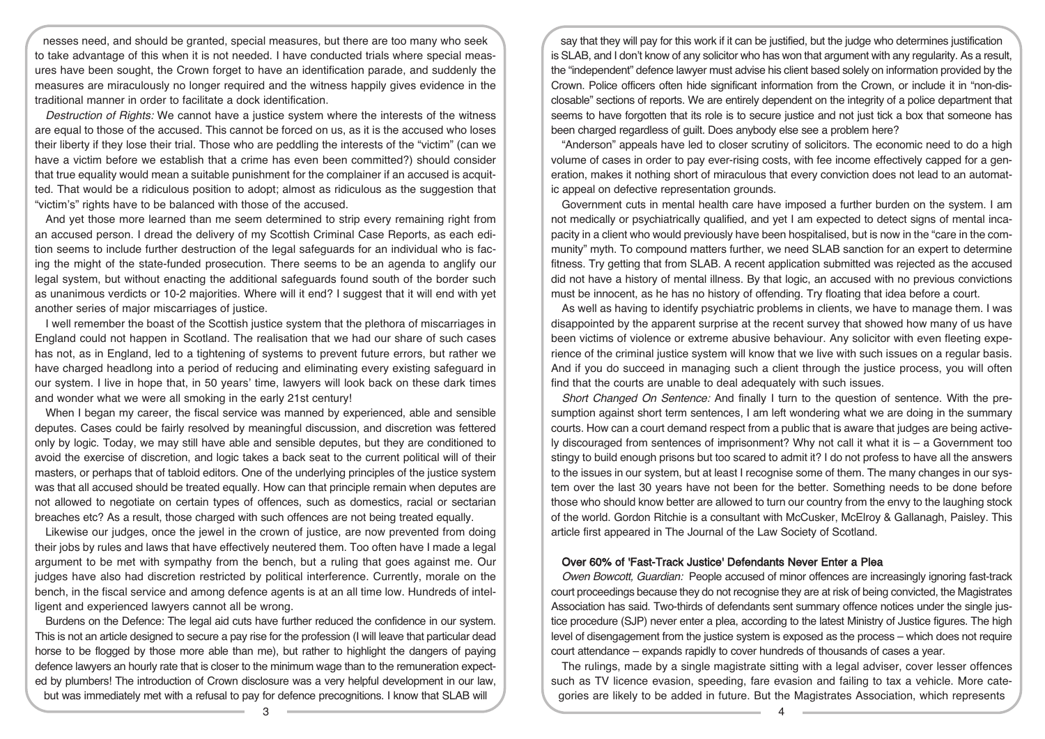nesses need, and should be granted, special measures, but there are too many who seek to take advantage of this when it is not needed. I have conducted trials where special measures have been sought, the Crown forget to have an identification parade, and suddenly the measures are miraculously no longer required and the witness happily gives evidence in the traditional manner in order to facilitate a dock identification.

*Destruction of Rights:* We cannot have a justice system where the interests of the witness are equal to those of the accused. This cannot be forced on us, as it is the accused who loses their liberty if they lose their trial. Those who are peddling the interests of the "victim" (can we have a victim before we establish that a crime has even been committed?) should consider that true equality would mean a suitable punishment for the complainer if an accused is acquitted. That would be a ridiculous position to adopt; almost as ridiculous as the suggestion that "victim's" rights have to be balanced with those of the accused.

And yet those more learned than me seem determined to strip every remaining right from an accused person. I dread the delivery of my Scottish Criminal Case Reports, as each edition seems to include further destruction of the legal safeguards for an individual who is facing the might of the state-funded prosecution. There seems to be an agenda to anglify our legal system, but without enacting the additional safeguards found south of the border such as unanimous verdicts or 10-2 majorities. Where will it end? I suggest that it will end with yet another series of major miscarriages of justice.

I well remember the boast of the Scottish justice system that the plethora of miscarriages in England could not happen in Scotland. The realisation that we had our share of such cases has not, as in England, led to a tightening of systems to prevent future errors, but rather we have charged headlong into a period of reducing and eliminating every existing safeguard in our system. I live in hope that, in 50 years' time, lawyers will look back on these dark times and wonder what we were all smoking in the early 21st century!

When I began my career, the fiscal service was manned by experienced, able and sensible deputes. Cases could be fairly resolved by meaningful discussion, and discretion was fettered only by logic. Today, we may still have able and sensible deputes, but they are conditioned to avoid the exercise of discretion, and logic takes a back seat to the current political will of their masters, or perhaps that of tabloid editors. One of the underlying principles of the justice system was that all accused should be treated equally. How can that principle remain when deputes are not allowed to negotiate on certain types of offences, such as domestics, racial or sectarian breaches etc? As a result, those charged with such offences are not being treated equally.

Likewise our judges, once the jewel in the crown of justice, are now prevented from doing their jobs by rules and laws that have effectively neutered them. Too often have I made a legal argument to be met with sympathy from the bench, but a ruling that goes against me. Our judges have also had discretion restricted by political interference. Currently, morale on the bench, in the fiscal service and among defence agents is at an all time low. Hundreds of intelligent and experienced lawyers cannot all be wrong.

Burdens on the Defence: The legal aid cuts have further reduced the confidence in our system. This is not an article designed to secure a pay rise for the profession (I will leave that particular dead horse to be flogged by those more able than me), but rather to highlight the dangers of paying defence lawyers an hourly rate that is closer to the minimum wage than to the remuneration expected by plumbers! The introduction of Crown disclosure was a very helpful development in our law, but was immediately met with a refusal to pay for defence precognitions. I know that SLAB will say that they will pay for this work if it can be justified, but the judge who determines justification is SLAB, and I don't know of any solicitor who has won that argument with any regularity. As a result, the "independent" defence lawyer must advise his client based solely on information provided by the Crown. Police officers often hide significant information from the Crown, or include it in "non-disclosable" sections of reports. We are entirely dependent on the integrity of a police department that seems to have forgotten that its role is to secure justice and not just tick a box that someone has been charged regardless of guilt. Does anybody else see a problem here?

"Anderson" appeals have led to closer scrutiny of solicitors. The economic need to do a high volume of cases in order to pay ever-rising costs, with fee income effectively capped for a generation, makes it nothing short of miraculous that every conviction does not lead to an automatic appeal on defective representation grounds.

Government cuts in mental health care have imposed a further burden on the system. I am not medically or psychiatrically qualified, and yet I am expected to detect signs of mental incapacity in a client who would previously have been hospitalised, but is now in the "care in the community" myth. To compound matters further, we need SLAB sanction for an expert to determine fitness. Try getting that from SLAB. A recent application submitted was rejected as the accused did not have a history of mental illness. By that logic, an accused with no previous convictions must be innocent, as he has no history of offending. Try floating that idea before a court.

As well as having to identify psychiatric problems in clients, we have to manage them. I was disappointed by the apparent surprise at the recent survey that showed how many of us have been victims of violence or extreme abusive behaviour. Any solicitor with even fleeting experience of the criminal justice system will know that we live with such issues on a regular basis. And if you do succeed in managing such a client through the justice process, you will often find that the courts are unable to deal adequately with such issues.

*Short Changed On Sentence:* And finally I turn to the question of sentence. With the presumption against short term sentences, I am left wondering what we are doing in the summary courts. How can a court demand respect from a public that is aware that judges are being actively discouraged from sentences of imprisonment? Why not call it what it is – a Government too stingy to build enough prisons but too scared to admit it? I do not profess to have all the answers to the issues in our system, but at least I recognise some of them. The many changes in our system over the last 30 years have not been for the better. Something needs to be done before those who should know better are allowed to turn our country from the envy to the laughing stock of the world. Gordon Ritchie is a consultant with McCusker, McElroy & Gallanagh, Paisley. This article first appeared in The Journal of the Law Society of Scotland.

## Over 60% of 'Fast-Track Justice' Defendants Never Enter a Plea

*Owen Bowcott, Guardian:* People accused of minor offences are increasingly ignoring fast-track court proceedings because they do not recognise they are at risk of being convicted, the Magistrates Association has said. Two-thirds of defendants sent summary offence notices under the single justice procedure (SJP) never enter a plea, according to the latest Ministry of Justice figures. The high level of disengagement from the justice system is exposed as the process – which does not require court attendance – expands rapidly to cover hundreds of thousands of cases a year.

The rulings, made by a single magistrate sitting with a legal adviser, cover lesser offences such as TV licence evasion, speeding, fare evasion and failing to tax a vehicle. More categories are likely to be added in future. But the Magistrates Association, which represents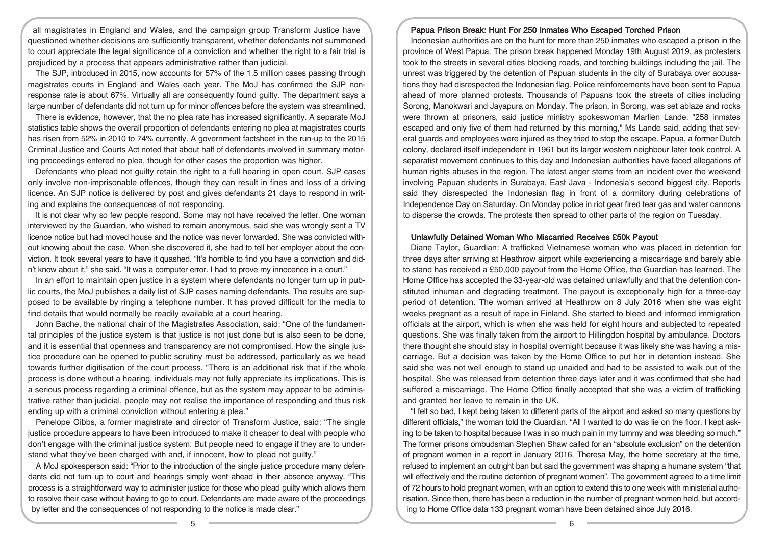all magistrates in England and Wales, and the campaign group Transform Justice have questioned whether decisions are sufficiently transparent, whether defendants not summoned to court appreciate the legal significance of a conviction and whether the right to a fair trial is prejudiced by a process that appears administrative rather than judicial.

The SJP, introduced in 2015, now accounts for 57% of the 1.5 million cases passing through magistrates courts in England and Wales each year. The MoJ has confirmed the SJP non-response rate is about 67%. Virtually all are consequently found guilty. The department says a large number of defendants did not turn up for minor offences before the system was streamlined.

There is evidence, however, that the no plea rate has increased significantly. A separate MoJ statistics table shows the overall proportion of defendants entering no plea at magistrates courts has risen from 52% in 2010 to 74% currently. A government factsheet in the run-up to the 2015 Criminal Justice and Courts Act noted that about half of defendants involved in summary motoring proceedings entered no plea, though for other cases the proportion was higher.

Defendants who plead not guilty retain the right to a full hearing in open court. SJP cases only involve non-imprisonable offences, though they can result in fines and loss of a driving licence. An SJP notice is delivered by post and gives defendants 21 days to respond in writing and explains the consequences of not responding.

It is not clear why so few people respond. Some may not have received the letter. One woman interviewed by the Guardian, who wished to remain anonymous, said she was wrongly sent a TV licence notice but had moved house and the notice was never forwarded. She was convicted without knowing about the case. When she discovered it, she had to tell her employer about the conviction. It took several years to have it quashed. "It's horrible to find you have a conviction and didn't know about it," she said. "It was a computer error. I had to prove my innocence in a court."

In an effort to maintain open justice in a system where defendants no longer turn up in public courts, the MoJ publishes a daily list of SJP cases naming defendants. The results are supposed to be available by ringing a telephone number. It has proved difficult for the media to find details that would normally be readily available at a court hearing.

John Bache, the national chair of the Magistrates Association, said: "One of the fundamental principles of the justice system is that justice is not just done but is also seen to be done, and it is essential that openness and transparency are not compromised. How the single justice procedure can be opened to public scrutiny must be addressed, particularly as we head towards further digitisation of the court process. "There is an additional risk that if the whole process is done without a hearing, individuals may not fully appreciate its implications. This is a serious process regarding a criminal offence, but as the system may appear to be administrative rather than judicial, people may not realise the importance of responding and thus risk ending up with a criminal conviction without entering a plea."

Penelope Gibbs, a former magistrate and director of Transform Justice, said: "The single justice procedure appears to have been introduced to make it cheaper to deal with people who don't engage with the criminal justice system. But people need to engage if they are to understand what they've been charged with and, if innocent, how to plead not guilty."

A MoJ spokesperson said: "Prior to the introduction of the single justice procedure many defendants did not turn up to court and hearings simply went ahead in their absence anyway. "This process is a straightforward way to administer justice for those who plead guilty which allows them to resolve their case without having to go to court. Defendants are made aware of the proceedings by letter and the consequences of not responding to the notice is made clear."

### Papua Prison Break: Hunt For 250 Inmates Who Escaped Torched Prison

Indonesian authorities are on the hunt for more than 250 inmates who escaped a prison in the province of West Papua. The prison break happened Monday 19th August 2019, as protesters took to the streets in several cities blocking roads, and torching buildings including the jail. The unrest was triggered by the detention of Papuan students in the city of Surabaya over accusations they had disrespected the Indonesian flag. Police reinforcements have been sent to Papua ahead of more planned protests. Thousands of Papuans took the streets of cities including Sorong, Manokwari and Jayapura on Monday. The prison, in Sorong, was set ablaze and rocks were thrown at prisoners, said justice ministry spokeswoman Marlien Lande. "258 inmates escaped and only five of them had returned by this morning," Ms Lande said, adding that several guards and employees were injured as they tried to stop the escape. Papua, a former Dutch colony, declared itself independent in 1961 but its larger western neighbour later took control. A separatist movement continues to this day and Indonesian authorities have faced allegations of human rights abuses in the region. The latest anger stems from an incident over the weekend involving Papuan students in Surabaya, East Java - Indonesia's second biggest city. Reports said they disrespected the Indonesian flag in front of a dormitory during celebrations of Independence Day on Saturday. On Monday police in riot gear fired tear gas and water cannons to disperse the crowds. The protests then spread to other parts of the region on Tuesday.

### Unlawfully Detained Woman Who Miscarried Receives £50k Payout

Diane Taylor, Guardian: A trafficked Vietnamese woman who was placed in detention for three days after arriving at Heathrow airport while experiencing a miscarriage and barely able to stand has received a £50,000 payout from the Home Office, the Guardian has learned. The Home Office has accepted the 33-year-old was detained unlawfully and that the detention constituted inhuman and degrading treatment. The payout is exceptionally high for a three-day period of detention. The woman arrived at Heathrow on 8 July 2016 when she was eight weeks pregnant as a result of rape in Finland. She started to bleed and informed immigration officials at the airport, which is when she was held for eight hours and subjected to repeated questions. She was finally taken from the airport to Hillingdon hospital by ambulance. Doctors there thought she should stay in hospital overnight because it was likely she was having a miscarriage. But a decision was taken by the Home Office to put her in detention instead. She said she was not well enough to stand up unaided and had to be assisted to walk out of the hospital. She was released from detention three days later and it was confirmed that she had suffered a miscarriage. The Home Office finally accepted that she was a victim of trafficking and granted her leave to remain in the UK.

"I felt so bad, I kept being taken to different parts of the airport and asked so many questions by different officials," the woman told the Guardian. "All I wanted to do was lie on the floor. I kept asking to be taken to hospital because I was in so much pain in my tummy and was bleeding so much." The former prisons ombudsman Stephen Shaw called for an "absolute exclusion" on the detention of pregnant women in a report in January 2016. Theresa May, the home secretary at the time, refused to implement an outright ban but said the government was shaping a humane system "that will effectively end the routine detention of pregnant women". The government agreed to a time limit of 72 hours to hold pregnant women, with an option to extend this to one week with ministerial authorisation. Since then, there has been a reduction in the number of pregnant women held, but according to Home Office data 133 pregnant woman have been detained since July 2016.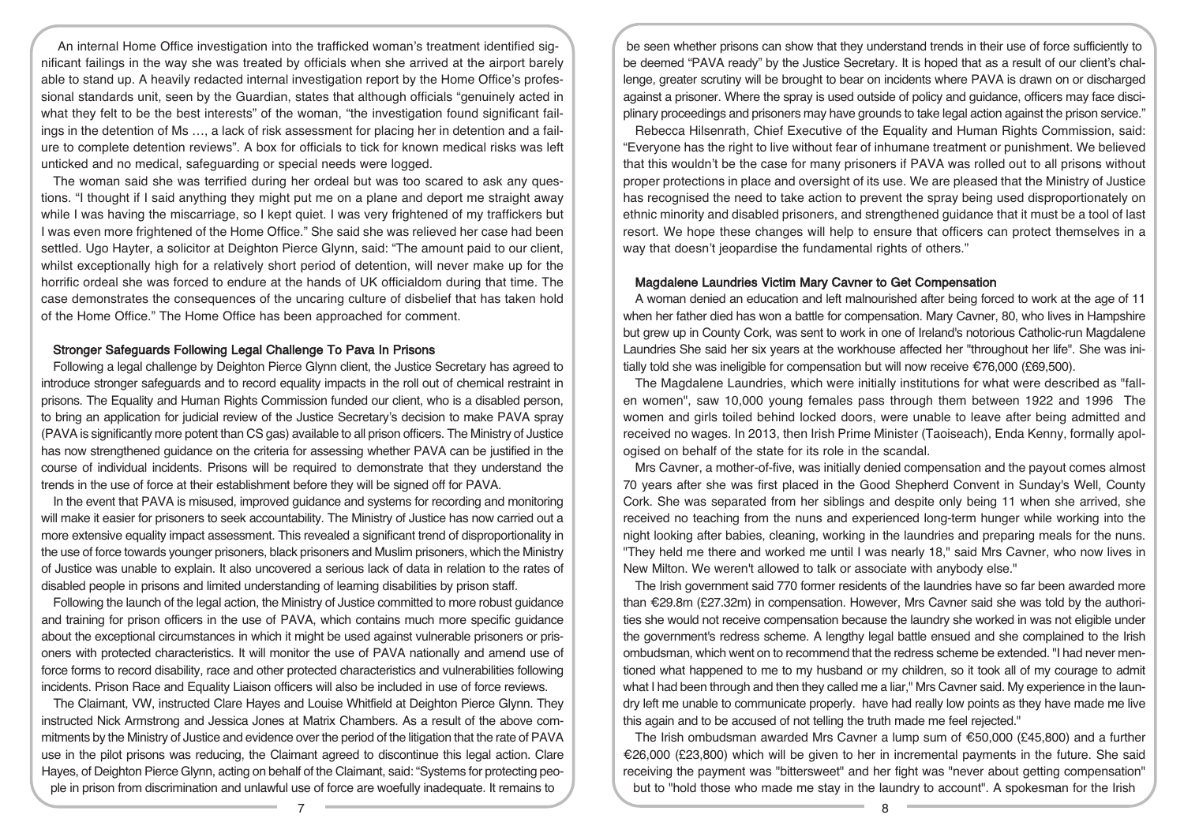An internal Home Office investigation into the trafficked woman's treatment identified significant failings in the way she was treated by officials when she arrived at the airport barely able to stand up. A heavily redacted internal investigation report by the Home Office's professional standards unit, seen by the Guardian, states that although officials "genuinely acted in what they felt to be the best interests" of the woman, "the investigation found significant failings in the detention of Ms …, a lack of risk assessment for placing her in detention and a failure to complete detention reviews". A box for officials to tick for known medical risks was left unticked and no medical, safeguarding or special needs were logged.

The woman said she was terrified during her ordeal but was too scared to ask any questions. "I thought if I said anything they might put me on a plane and deport me straight away while I was having the miscarriage, so I kept quiet. I was very frightened of my traffickers but I was even more frightened of the Home Office." She said she was relieved her case had been settled. Ugo Hayter, a solicitor at Deighton Pierce Glynn, said: "The amount paid to our client, whilst exceptionally high for a relatively short period of detention, will never make up for the horrific ordeal she was forced to endure at the hands of UK officialdom during that time. The case demonstrates the consequences of the uncaring culture of disbelief that has taken hold of the Home Office." The Home Office has been approached for comment.

### Stronger Safeguards Following Legal Challenge To Pava In Prisons

Following a legal challenge by Deighton Pierce Glynn client, the Justice Secretary has agreed to introduce stronger safeguards and to record equality impacts in the roll out of chemical restraint in prisons. The Equality and Human Rights Commission funded our client, who is a disabled person, to bring an application for judicial review of the Justice Secretary's decision to make PAVA spray (PAVA is significantly more potent than CS gas) available to all prison officers. The Ministry of Justice has now strengthened guidance on the criteria for assessing whether PAVA can be justified in the course of individual incidents. Prisons will be required to demonstrate that they understand the trends in the use of force at their establishment before they will be signed off for PAVA.

In the event that PAVA is misused, improved guidance and systems for recording and monitoring will make it easier for prisoners to seek accountability. The Ministry of Justice has now carried out a more extensive equality impact assessment. This revealed a significant trend of disproportionality in the use of force towards younger prisoners, black prisoners and Muslim prisoners, which the Ministry of Justice was unable to explain. It also uncovered a serious lack of data in relation to the rates of disabled people in prisons and limited understanding of learning disabilities by prison staff.

Following the launch of the legal action, the Ministry of Justice committed to more robust guidance and training for prison officers in the use of PAVA, which contains much more specific guidance about the exceptional circumstances in which it might be used against vulnerable prisoners or prisoners with protected characteristics. It will monitor the use of PAVA nationally and amend use of forces forms to record disability, race and other protected characteristics and vulnerabilities following incidents. Prison Race and Equality Liaison officers will also be included in use of force reviews.

The Claimant, VW, instructed Clare Hayes and Louise Whitfield at Deighton Pierce Glynn. They instructed Nick Armstrong and Jessica Jones at Matrix Chambers. As a result of the above commitments by the Ministry of Justice and evidence over the period of the litigation that the rate of PAVA use in the pilot prisons was reducing, the Claimant agreed to discontinue this legal action. Clare Hayes, of Deighton Pierce Glynn, acting on behalf of the Claimant, said: "Systems for protecting people in prison from discrimination and unlawful use of force are woefully inadequate. It remains to be seen whether prisons can show that they understand trends in their use of force sufficiently to be deemed "PAVA ready" by the Justice Secretary. It is hoped that as a result of our client's challenge, greater scrutiny will be brought to bear on incidents where PAVA is drawn on or discharged against a prisoner. Where the spray is used outside of policy and guidance, officers may face disciplinary proceedings and prisoners may have grounds to take legal action against the prison service."

Rebecca Hilsenrath, Chief Executive of the Equality and Human Rights Commission, said: "Everyone has the right to live without fear of inhumane treatment or punishment. We believed that this wouldn't be the case for many prisoners if PAVA was rolled out to all prisons without proper protections in place and oversight of its use. We are pleased that the Ministry of Justice has recognised the need to take action to prevent the spray being used disproportionately on ethnic minority and disabled prisoners, and strengthened guidance that it must be a tool of last resort. We hope these changes will help to ensure that officers can protect themselves in a way that doesn't jeopardise the fundamental rights of others."

### Magdalene Laundries Victim Mary Cavner to Get Compensation

A woman denied an education and left malnourished after being forced to work at the age of 11 when her father died has won a battle for compensation. Mary Cavner, 80, who lives in Hampshire but grew up in County Cork, was sent to work in one of Ireland's notorious Catholic-run Magdalene Laundries She said her six years at the workhouse affected her "throughout her life". She was initially told she was ineligible for compensation but will now receive €76,000 (£69,500).

The Magdalene Laundries, which were initially institutions for what were described as "fallen women", saw 10,000 young females pass through them between 1922 and 1996 The women and girls toiled behind locked doors, were unable to leave after being admitted and received no wages. In 2013, then Irish Prime Minister (Taoiseach), Enda Kenny, formally apologised on behalf of the state for its role in the scandal.

Mrs Cavner, a mother-of-five, was initially denied compensation and the payout comes almost 70 years after she was first placed in the Good Shepherd Convent in Sunday's Well, County Cork. She was separated from her siblings and despite only being 11 when she arrived, she received no teaching from the nuns and experienced long-term hunger while working into the night looking after babies, cleaning, working in the laundries and preparing meals for the nuns. "They held me there and worked me until I was nearly 18," said Mrs Cavner, who now lives in New Milton. We weren't allowed to talk or associate with anybody else."

The Irish government said 770 former residents of the laundries have so far been awarded more than €29.8m (£27.32m) in compensation. However, Mrs Cavner said she was told by the authorities she would not receive compensation because the laundry she worked in was not eligible under the government's redress scheme. A lengthy legal battle ensued and she complained to the Irish ombudsman, which went on to recommend that the redress scheme be extended. "I had never mentioned what happened to me to my husband or my children, so it took all of my courage to admit what I had been through and then they called me a liar," Mrs Cavner said. My experience in the laundry left me unable to communicate properly. have had really low points as they have made me live this again and to be accused of not telling the truth made me feel rejected."

The Irish ombudsman awarded Mrs Cavner a lump sum of €50,000 (£45,800) and a further €26,000 (£23,800) which will be given to her in incremental payments in the future. She said receiving the payment was "bittersweet" and her fight was "never about getting compensation" but to "hold those who made me stay in the laundry to account". A spokesman for the Irish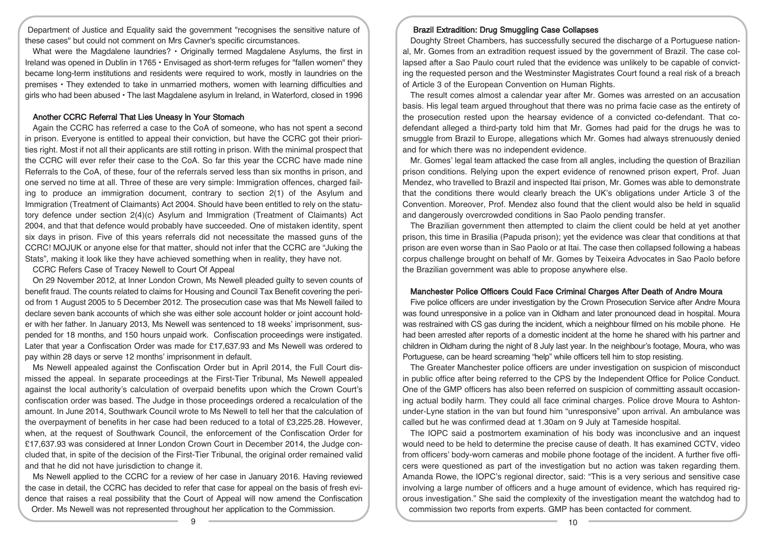Department of Justice and Equality said the government "recognises the sensitive nature of these cases" but could not comment on Mrs Cavner's specific circumstances.

What were the Magdalene laundries? • Originally termed Magdalene Asylums, the first in Ireland was opened in Dublin in 1765 • Envisaged as short-term refuges for "fallen women" they became long-term institutions and residents were required to work, mostly in laundries on the premises • They extended to take in unmarried mothers, women with learning difficulties and girls who had been abused • The last Magdalene asylum in Ireland, in Waterford, closed in 1996

### Another CCRC Referral That Lies Uneasy in Your Stomach

Again the CCRC has referred a case to the CoA of someone, who has not spent a second in prison. Everyone is entitled to appeal their conviction, but have the CCRC got their priorities right. Most if not all their applicants are still rotting in prison. With the minimal prospect that the CCRC will ever refer their case to the CoA. So far this year the CCRC have made nine Referrals to the CoA, of these, four of the referrals served less than six months in prison, and one served no time at all. Three of these are very simple: Immigration offences, charged failing to produce an immigration document, contrary to section 2(1) of the Asylum and Immigration (Treatment of Claimants) Act 2004. Should have been entitled to rely on the statutory defence under section 2(4)(c) Asylum and Immigration (Treatment of Claimants) Act 2004, and that that defence would probably have succeeded. One of mistaken identity, spent six days in prison. Five of this years referrals did not necessitate the massed guns of the CCRC! MOJUK or anyone else for that matter, should not infer that the CCRC are "Juking the Stats", making it look like they have achieved something when in reality, they have not.

CCRC Refers Case of Tracey Newell to Court Of Appeal

On 29 November 2012, at Inner London Crown, Ms Newell pleaded guilty to seven counts of benefit fraud. The counts related to claims for Housing and Council Tax Benefit covering the period from 1 August 2005 to 5 December 2012. The prosecution case was that Ms Newell failed to declare seven bank accounts of which she was either sole account holder or joint account holder with her father. In January 2013, Ms Newell was sentenced to 18 weeks' imprisonment, suspended for 18 months, and 150 hours unpaid work. Confiscation proceedings were instigated. Later that year a Confiscation Order was made for £17,637.93 and Ms Newell was ordered to pay within 28 days or serve 12 months' imprisonment in default.

Ms Newell appealed against the Confiscation Order but in April 2014, the Full Court dismissed the appeal. In separate proceedings at the First-Tier Tribunal, Ms Newell appealed against the local authority's calculation of overpaid benefits upon which the Crown Court's confiscation order was based. The Judge in those proceedings ordered a recalculation of the amount. In June 2014, Southwark Council wrote to Ms Newell to tell her that the calculation of the overpayment of benefits in her case had been reduced to a total of £3,225.28. However, when, at the request of Southwark Council, the enforcement of the Confiscation Order for £17,637.93 was considered at Inner London Crown Court in December 2014, the Judge concluded that, in spite of the decision of the First-Tier Tribunal, the original order remained valid and that he did not have jurisdiction to change it.

Ms Newell applied to the CCRC for a review of her case in January 2016. Having reviewed the case in detail, the CCRC has decided to refer that case for appeal on the basis of fresh evidence that raises a real possibility that the Court of Appeal will now amend the Confiscation Order. Ms Newell was not represented throughout her application to the Commission.

### Brazil Extradition: Drug Smuggling Case Collapses

Doughty Street Chambers, has successfully secured the discharge of a Portuguese national, Mr. Gomes from an extradition request issued by the government of Brazil. The case collapsed after a Sao Paulo court ruled that the evidence was unlikely to be capable of convicting the requested person and the Westminster Magistrates Court found a real risk of a breach of Article 3 of the European Convention on Human Rights.

The result comes almost a calendar year after Mr. Gomes was arrested on an accusation basis. His legal team argued throughout that there was no prima facie case as the entirety of the prosecution rested upon the hearsay evidence of a convicted co-defendant. That co-defendant alleged a third-party told him that Mr. Gomes had paid for the drugs he was to smuggle from Brazil to Europe, allegations which Mr. Gomes had always strenuously denied and for which there was no independent evidence.

Mr. Gomes' legal team attacked the case from all angles, including the question of Brazilian prison conditions. Relying upon the expert evidence of renowned prison expert, Prof. Juan Mendez, who travelled to Brazil and inspected Itai prison, Mr. Gomes was able to demonstrate that the conditions there would clearly breach the UK's obligations under Article 3 of the Convention. Moreover, Prof. Mendez also found that the client would also be held in squalid and dangerously overcrowded conditions in Sao Paolo pending transfer.

The Brazilian government then attempted to claim the client could be held at yet another prison, this time in Brasilia (Papuda prison); yet the evidence was clear that conditions at that prison are even worse than in Sao Paolo or at Itai. The case then collapsed following a habeas corpus challenge brought on behalf of Mr. Gomes by Teixeira Advocates in Sao Paolo before the Brazilian government was able to propose anywhere else.

### Manchester Police Officers Could Face Criminal Charges After Death of Andre Moura

Five police officers are under investigation by the Crown Prosecution Service after Andre Moura was found unresponsive in a police van in Oldham and later pronounced dead in hospital. Moura was restrained with CS gas during the incident, which a neighbour filmed on his mobile phone. He had been arrested after reports of a domestic incident at the home he shared with his partner and children in Oldham during the night of 8 July last year. In the neighbour's footage, Moura, who was Portuguese, can be heard screaming "help" while officers tell him to stop resisting.

The Greater Manchester police officers are under investigation on suspicion of misconduct in public office after being referred to the CPS by the Independent Office for Police Conduct. One of the GMP officers has also been referred on suspicion of committing assault occasioning actual bodily harm. They could all face criminal charges. Police drove Moura to Ashton-under-Lyne station in the van but found him "unresponsive" upon arrival. An ambulance was called but he was confirmed dead at 1.30am on 9 July at Tameside hospital.

The IOPC said a postmortem examination of his body was inconclusive and an inquest would need to be held to determine the precise cause of death. It has examined CCTV, video from officers' body-worn cameras and mobile phone footage of the incident. A further five officers were questioned as part of the investigation but no action was taken regarding them. Amanda Rowe, the IOPC's regional director, said: "This is a very serious and sensitive case involving a large number of officers and a huge amount of evidence, which has required rigorous investigation." She said the complexity of the investigation meant the watchdog had to commission two reports from experts. GMP has been contacted for comment.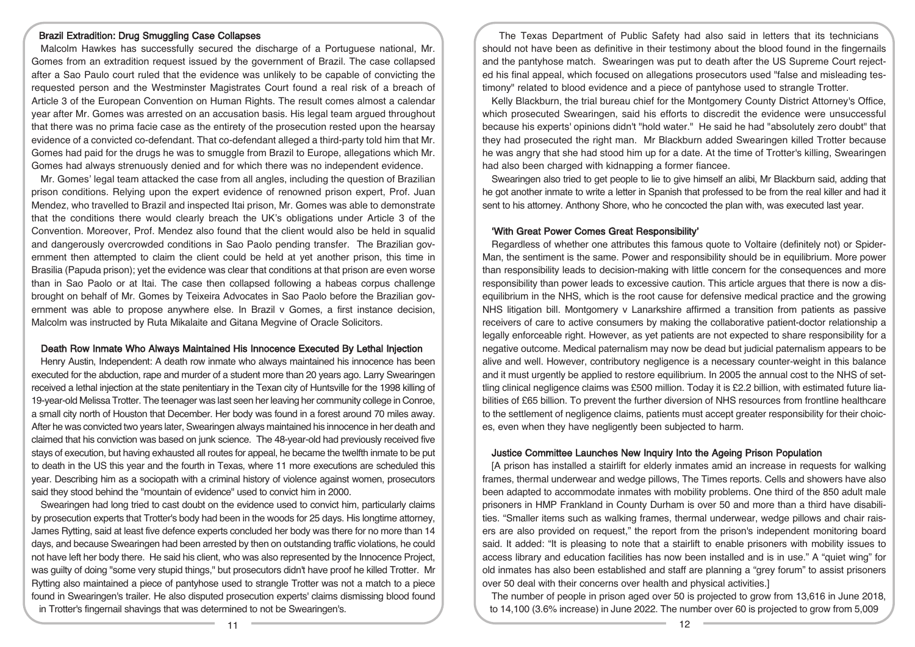### Brazil Extradition: Drug Smuggling Case Collapses

Malcolm Hawkes has successfully secured the discharge of a Portuguese national, Mr. Gomes from an extradition request issued by the government of Brazil. The case collapsed after a Sao Paulo court ruled that the evidence was unlikely to be capable of convicting the requested person and the Westminster Magistrates Court found a real risk of a breach of Article 3 of the European Convention on Human Rights. The result comes almost a calendar year after Mr. Gomes was arrested on an accusation basis. His legal team argued throughout that there was no prima facie case as the entirety of the prosecution rested upon the hearsay evidence of a convicted co-defendant. That co-defendant alleged a third-party told him that Mr. Gomes had paid for the drugs he was to smuggle from Brazil to Europe, allegations which Mr. Gomes had always strenuously denied and for which there was no independent evidence.

Mr. Gomes' legal team attacked the case from all angles, including the question of Brazilian prison conditions. Relying upon the expert evidence of renowned prison expert, Prof. Juan Mendez, who travelled to Brazil and inspected Itai prison, Mr. Gomes was able to demonstrate that the conditions there would clearly breach the UK's obligations under Article 3 of the Convention. Moreover, Prof. Mendez also found that the client would also be held in squalid and dangerously overcrowded conditions in Sao Paolo pending transfer. The Brazilian government then attempted to claim the client could be held at yet another prison, this time in Brasilia (Papuda prison); yet the evidence was clear that conditions at that prison are even worse than in Sao Paolo or at Itai. The case then collapsed following a habeas corpus challenge brought on behalf of Mr. Gomes by Teixeira Advocates in Sao Paolo before the Brazilian government was able to propose anywhere else. In Brazil v Gomes, a first instance decision, Malcolm was instructed by Ruta Mikalaite and Gitana Megvine of Oracle Solicitors.

### Death Row Inmate Who Always Maintained His Innocence Executed By Lethal Injection

Henry Austin, Independent: A death row inmate who always maintained his innocence has been executed for the abduction, rape and murder of a student more than 20 years ago. Larry Swearingen received a lethal injection at the state penitentiary in the Texan city of Huntsville for the 1998 killing of 19-year-old Melissa Trotter. The teenager was last seen her leaving her community college in Conroe, a small city north of Houston that December. Her body was found in a forest around 70 miles away. After he was convicted two years later, Swearingen always maintained his innocence in her death and claimed that his conviction was based on junk science. The 48-year-old had previously received five stays of execution, but having exhausted all routes for appeal, he became the twelfth inmate to be put to death in the US this year and the fourth in Texas, where 11 more executions are scheduled this year. Describing him as a sociopath with a criminal history of violence against women, prosecutors said they stood behind the "mountain of evidence" used to convict him in 2000.

Swearingen had long tried to cast doubt on the evidence used to convict him, particularly claims by prosecution experts that Trotter's body had been in the woods for 25 days. His longtime attorney, James Rytting, said at least five defence experts concluded her body was there for no more than 14 days, and because Swearingen had been arrested by then on outstanding traffic violations, he could not have left her body there. He said his client, who was also represented by the Innocence Project, was guilty of doing "some very stupid things," but prosecutors didn't have proof he killed Trotter. Mr Rytting also maintained a piece of pantyhose used to strangle Trotter was not a match to a piece found in Swearingen's trailer. He also disputed prosecution experts' claims dismissing blood found in Trotter's fingernail shavings that was determined to not be Swearingen's.

The Texas Department of Public Safety had also said in letters that its technicians should not have been as definitive in their testimony about the blood found in the fingernails and the pantyhose match. Swearingen was put to death after the US Supreme Court rejected his final appeal, which focused on allegations prosecutors used "false and misleading testimony" related to blood evidence and a piece of pantyhose used to strangle Trotter.

Kelly Blackburn, the trial bureau chief for the Montgomery County District Attorney's Office, which prosecuted Swearingen, said his efforts to discredit the evidence were unsuccessful because his experts' opinions didn't "hold water." He said he had "absolutely zero doubt" that they had prosecuted the right man. Mr Blackburn added Swearingen killed Trotter because he was angry that she had stood him up for a date. At the time of Trotter's killing, Swearingen had also been charged with kidnapping a former fiancee.

Swearingen also tried to get people to lie to give himself an alibi, Mr Blackburn said, adding that he got another inmate to write a letter in Spanish that professed to be from the real killer and had it sent to his attorney. Anthony Shore, who he concocted the plan with, was executed last year.

### 'With Great Power Comes Great Responsibility'

Regardless of whether one attributes this famous quote to Voltaire (definitely not) or Spider-Man, the sentiment is the same. Power and responsibility should be in equilibrium. More power than responsibility leads to decision-making with little concern for the consequences and more responsibility than power leads to excessive caution. This article argues that there is now a disequilibrium in the NHS, which is the root cause for defensive medical practice and the growing NHS litigation bill. Montgomery v Lanarkshire affirmed a transition from patients as passive receivers of care to active consumers by making the collaborative patient-doctor relationship a legally enforceable right. However, as yet patients are not expected to share responsibility for a negative outcome. Medical paternalism may now be dead but judicial paternalism appears to be alive and well. However, contributory negligence is a necessary counter-weight in this balance and it must urgently be applied to restore equilibrium. In 2005 the annual cost to the NHS of settling clinical negligence claims was £500 million. Today it is £2.2 billion, with estimated future liabilities of £65 billion. To prevent the further diversion of NHS resources from frontline healthcare to the settlement of negligence claims, patients must accept greater responsibility for their choices, even when they have negligently been subjected to harm.

### Justice Committee Launches New Inquiry Into the Ageing Prison Population

[A prison has installed a stairlift for elderly inmates amid an increase in requests for walking frames, thermal underwear and wedge pillows, The Times reports. Cells and showers have also been adapted to accommodate inmates with mobility problems. One third of the 850 adult male prisoners in HMP Frankland in County Durham is over 50 and more than a third have disabilities. "Smaller items such as walking frames, thermal underwear, wedge pillows and chair raisers are also provided on request," the report from the prison's independent monitoring board said. It added: "It is pleasing to note that a stairlift to enable prisoners with mobility issues to access library and education facilities has now been installed and is in use." A "quiet wing" for old inmates has also been established and staff are planning a "grey forum" to assist prisoners over 50 deal with their concerns over health and physical activities.]

The number of people in prison aged over 50 is projected to grow from 13,616 in June 2018, to 14,100 (3.6% increase) in June 2022. The number over 60 is projected to grow from 5,009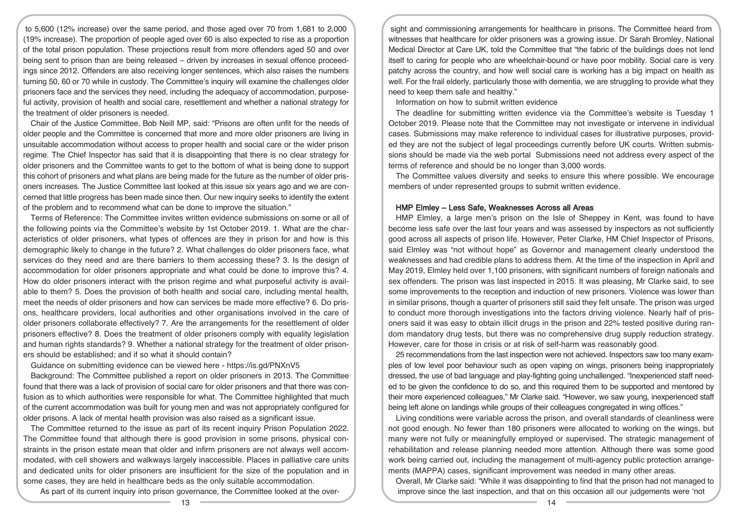to 5,600 (12% increase) over the same period, and those aged over 70 from 1,681 to 2,000 (19% increase). The proportion of people aged over 60 is also expected to rise as a proportion of the total prison population. These projections result from more offenders aged 50 and over being sent to prison than are being released – driven by increases in sexual offence proceedings since 2012. Offenders are also receiving longer sentences, which also raises the numbers turning 50, 60 or 70 while in custody. The Committee's inquiry will examine the challenges older prisoners face and the services they need, including the adequacy of accommodation, purposeful activity, provision of health and social care, resettlement and whether a national strategy for the treatment of older prisoners is needed.

Chair of the Justice Committee, Bob Neill MP, said: "Prisons are often unfit for the needs of older people and the Committee is concerned that more and more older prisoners are living in unsuitable accommodation without access to proper health and social care or the wider prison regime. The Chief Inspector has said that it is disappointing that there is no clear strategy for older prisoners and the Committee wants to get to the bottom of what is being done to support this cohort of prisoners and what plans are being made for the future as the number of older prisoners increases. The Justice Committee last looked at this issue six years ago and we are concerned that little progress has been made since then. Our new inquiry seeks to identify the extent of the problem and to recommend what can be done to improve the situation."

Terms of Reference: The Committee invites written evidence submissions on some or all of the following points via the Committee's website by 1st October 2019. 1. What are the characteristics of older prisoners, what types of offences are they in prison for and how is this demographic likely to change in the future? 2. What challenges do older prisoners face, what services do they need and are there barriers to them accessing these? 3. Is the design of accommodation for older prisoners appropriate and what could be done to improve this? 4. How do older prisoners interact with the prison regime and what purposeful activity is available to them? 5. Does the provision of both health and social care, including mental health, meet the needs of older prisoners and how can services be made more effective? 6. Do prisons, healthcare providers, local authorities and other organisations involved in the care of older prisoners collaborate effectively? 7. Are the arrangements for the resettlement of older prisoners effective? 8. Does the treatment of older prisoners comply with equality legislation and human rights standards? 9. Whether a national strategy for the treatment of older prisoners should be established; and if so what it should contain?

Guidance on submitting evidence can be viewed here - https://is.gd/PNXnV5

Background: The Committee published a report on older prisoners in 2013. The Committee found that there was a lack of provision of social care for older prisoners and that there was confusion as to which authorities were responsible for what. The Committee highlighted that much of the current accommodation was built for young men and was not appropriately configured for older prisons. A lack of mental health provision was also raised as a significant issue.

The Committee returned to the issue as part of its recent inquiry Prison Population 2022. The Committee found that although there is good provision in some prisons, physical constraints in the prison estate mean that older and infirm prisoners are not always well accommodated, with cell showers and walkways largely inaccessible. Places in palliative care units and dedicated units for older prisoners are insufficient for the size of the population and in some cases, they are held in healthcare beds as the only suitable accommodation.

As part of its current inquiry into prison governance, the Committee looked at the oversight and commissioning arrangements for healthcare in prisons. The Committee heard from witnesses that healthcare for older prisoners was a growing issue. Dr Sarah Bromley, National Medical Director at Care UK, told the Committee that "the fabric of the buildings does not lend itself to caring for people who are wheelchair-bound or have poor mobility. Social care is very patchy across the country, and how well social care is working has a big impact on health as well. For the frail elderly, particularly those with dementia, we are struggling to provide what they need to keep them safe and healthy."

Information on how to submit written evidence

The deadline for submitting written evidence via the Committee's website is Tuesday 1 October 2019. Please note that the Committee may not investigate or intervene in individual cases. Submissions may make reference to individual cases for illustrative purposes, provided they are not the subject of legal proceedings currently before UK courts. Written submissions should be made via the web portal Submissions need not address every aspect of the terms of reference and should be no longer than 3,000 words.

The Committee values diversity and seeks to ensure this where possible. We encourage members of under represented groups to submit written evidence.

### HMP Elmley – Less Safe, Weaknesses Across all Areas

HMP Elmley, a large men's prison on the Isle of Sheppey in Kent, was found to have become less safe over the last four years and was assessed by inspectors as not sufficiently good across all aspects of prison life. However, Peter Clarke, HM Chief Inspector of Prisons, said Elmley was "not without hope" as Governor and management clearly understood the weaknesses and had credible plans to address them. At the time of the inspection in April and May 2019, Elmley held over 1,100 prisoners, with significant numbers of foreign nationals and sex offenders. The prison was last inspected in 2015. It was pleasing, Mr Clarke said, to see some improvements to the reception and induction of new prisoners. Violence was lower than in similar prisons, though a quarter of prisoners still said they felt unsafe. The prison was urged to conduct more thorough investigations into the factors driving violence. Nearly half of prisoners said it was easy to obtain illicit drugs in the prison and 22% tested positive during random mandatory drug tests, but there was no comprehensive drug supply reduction strategy. However, care for those in crisis or at risk of self-harm was reasonably good.

25 recommendations from the last inspection were not achieved. Inspectors saw too many examples of low level poor behaviour such as open vaping on wings, prisoners being inappropriately dressed, the use of bad language and play-fighting going unchallenged. "Inexperienced staff needed to be given the confidence to do so, and this required them to be supported and mentored by their more experienced colleagues," Mr Clarke said. "However, we saw young, inexperienced staff being left alone on landings while groups of their colleagues congregated in wing offices."

Living conditions were variable across the prison, and overall standards of cleanliness were not good enough. No fewer than 180 prisoners were allocated to working on the wings, but many were not fully or meaningfully employed or supervised. The strategic management of rehabilitation and release planning needed more attention. Although there was some good work being carried out, including the management of multi-agency public protection arrangements (MAPPA) cases, significant improvement was needed in many other areas.

Overall, Mr Clarke said: "While it was disappointing to find that the prison had not managed to improve since the last inspection, and that on this occasion all our judgements were 'not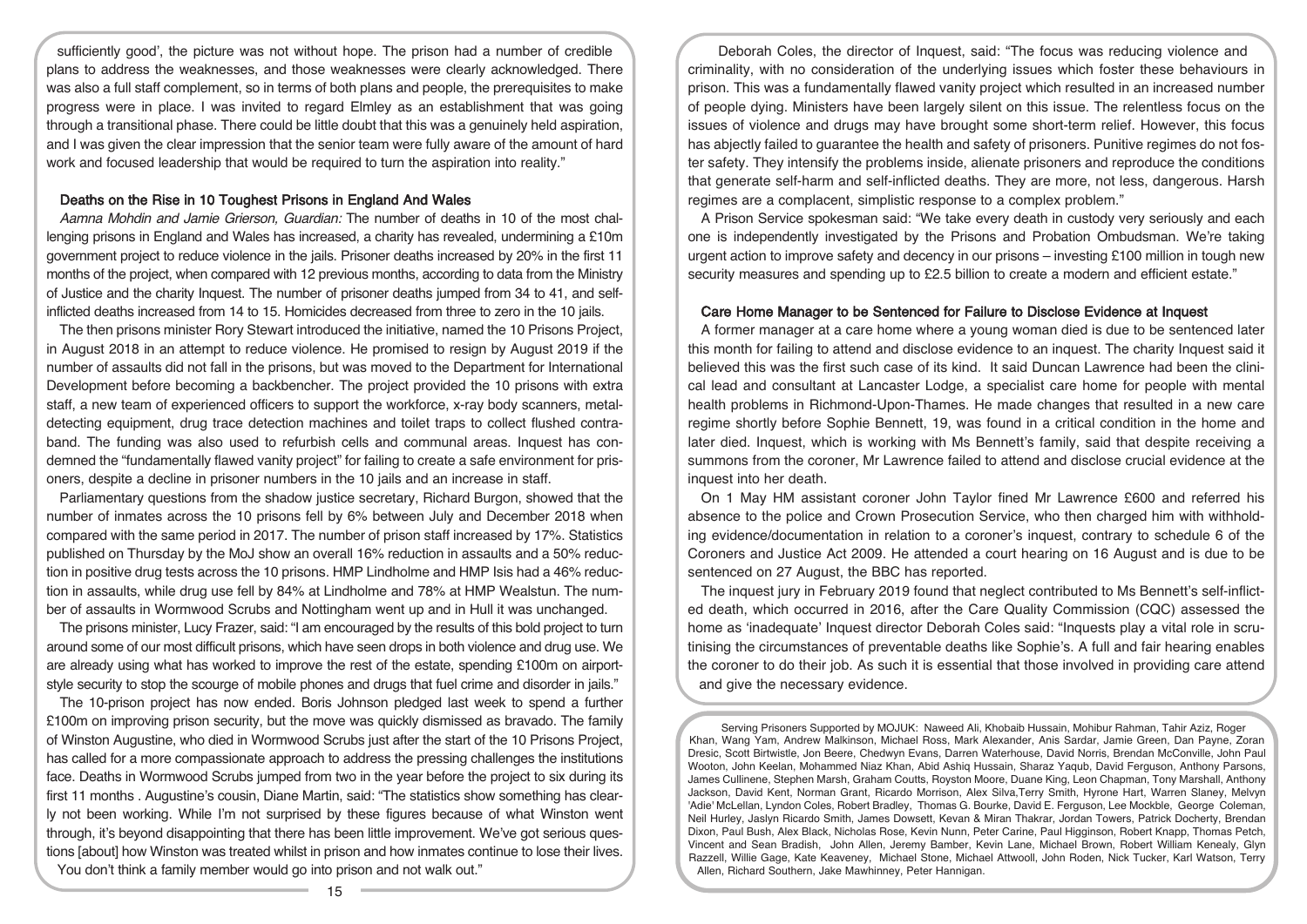sufficiently good', the picture was not without hope. The prison had a number of credible plans to address the weaknesses, and those weaknesses were clearly acknowledged. There was also a full staff complement, so in terms of both plans and people, the prerequisites to make progress were in place. I was invited to regard Elmley as an establishment that was going through a transitional phase. There could be little doubt that this was a genuinely held aspiration, and I was given the clear impression that the senior team were fully aware of the amount of hard work and focused leadership that would be required to turn the aspiration into reality."

## Deaths on the Rise in 10 Toughest Prisons in England And Wales

*Aamna Mohdin and Jamie Grierson, Guardian:* The number of deaths in 10 of the most challenging prisons in England and Wales has increased, a charity has revealed, undermining a £10m government project to reduce violence in the jails. Prisoner deaths increased by 20% in the first 11 months of the project, when compared with 12 previous months, according to data from the Ministry of Justice and the charity Inquest. The number of prisoner deaths jumped from 34 to 41, and self-inflicted deaths increased from 14 to 15. Homicides decreased from three to zero in the 10 jails.

The then prisons minister Rory Stewart introduced the initiative, named the 10 Prisons Project, in August 2018 in an attempt to reduce violence. He promised to resign by August 2019 if the number of assaults did not fall in the prisons, but was moved to the Department for International Development before becoming a backbencher. The project provided the 10 prisons with extra staff, a new team of experienced officers to support the workforce, x-ray body scanners, metal-detecting equipment, drug trace detection machines and toilet traps to collect flushed contraband. The funding was also used to refurbish cells and communal areas. Inquest has condemned the "fundamentally flawed vanity project" for failing to create a safe environment for prisoners, despite a decline in prisoner numbers in the 10 jails and an increase in staff.

Parliamentary questions from the shadow justice secretary, Richard Burgon, showed that the number of inmates across the 10 prisons fell by 6% between July and December 2018 when compared with the same period in 2017. The number of prison staff increased by 17%. Statistics published on Thursday by the MoJ show an overall 16% reduction in assaults and a 50% reduction in positive drug tests across the 10 prisons. HMP Lindholme and HMP Isis had a 46% reduction in assaults, while drug use fell by 84% at Lindholme and 78% at HMP Wealstun. The number of assaults in Wormwood Scrubs and Nottingham went up and in Hull it was unchanged.

The prisons minister, Lucy Frazer, said: "I am encouraged by the results of this bold project to turn around some of our most difficult prisons, which have seen drops in both violence and drug use. We are already using what has worked to improve the rest of the estate, spending £100m on airport-style security to stop the scourge of mobile phones and drugs that fuel crime and disorder in jails."

The 10-prison project has now ended. Boris Johnson pledged last week to spend a further £100m on improving prison security, but the move was quickly dismissed as bravado. The family of Winston Augustine, who died in Wormwood Scrubs just after the start of the 10 Prisons Project, has called for a more compassionate approach to address the pressing challenges the institutions face. Deaths in Wormwood Scrubs jumped from two in the year before the project to six during its first 11 months . Augustine's cousin, Diane Martin, said: "The statistics show something has clearly not been working. While I'm not surprised by these figures because of what Winston went through, it's beyond disappointing that there has been little improvement. We've got serious questions [about] how Winston was treated whilst in prison and how inmates continue to lose their lives. You don't think a family member would go into prison and not walk out."

Deborah Coles, the director of Inquest, said: "The focus was reducing violence and criminality, with no consideration of the underlying issues which foster these behaviours in prison. This was a fundamentally flawed vanity project which resulted in an increased number of people dying. Ministers have been largely silent on this issue. The relentless focus on the issues of violence and drugs may have brought some short-term relief. However, this focus has abjectly failed to guarantee the health and safety of prisoners. Punitive regimes do not foster safety. They intensify the problems inside, alienate prisoners and reproduce the conditions that generate self-harm and self-inflicted deaths. They are more, not less, dangerous. Harsh regimes are a complacent, simplistic response to a complex problem."

A Prison Service spokesman said: "We take every death in custody very seriously and each one is independently investigated by the Prisons and Probation Ombudsman. We're taking urgent action to improve safety and decency in our prisons – investing £100 million in tough new security measures and spending up to £2.5 billion to create a modern and efficient estate."

## Care Home Manager to be Sentenced for Failure to Disclose Evidence at Inquest

A former manager at a care home where a young woman died is due to be sentenced later this month for failing to attend and disclose evidence to an inquest. The charity Inquest said it believed this was the first such case of its kind. It said Duncan Lawrence had been the clinical lead and consultant at Lancaster Lodge, a specialist care home for people with mental health problems in Richmond-Upon-Thames. He made changes that resulted in a new care regime shortly before Sophie Bennett, 19, was found in a critical condition in the home and later died. Inquest, which is working with Ms Bennett's family, said that despite receiving a summons from the coroner, Mr Lawrence failed to attend and disclose crucial evidence at the inquest into her death.

On 1 May HM assistant coroner John Taylor fined Mr Lawrence £600 and referred his absence to the police and Crown Prosecution Service, who then charged him with withholding evidence/documentation in relation to a coroner's inquest, contrary to schedule 6 of the Coroners and Justice Act 2009. He attended a court hearing on 16 August and is due to be sentenced on 27 August, the BBC has reported.

The inquest jury in February 2019 found that neglect contributed to Ms Bennett's self-inflicted death, which occurred in 2016, after the Care Quality Commission (CQC) assessed the home as 'inadequate' Inquest director Deborah Coles said: "Inquests play a vital role in scrutinising the circumstances of preventable deaths like Sophie's. A full and fair hearing enables the coroner to do their job. As such it is essential that those involved in providing care attend and give the necessary evidence.

Serving Prisoners Supported by MOJUK: Naweed Ali, Khobaib Hussain, Mohibur Rahman, Tahir Aziz, Roger Khan, Wang Yam, Andrew Malkinson, Michael Ross, Mark Alexander, Anis Sardar, Jamie Green, Dan Payne, Zoran Dresic, Scott Birtwistle, Jon Beere, Chedwyn Evans, Darren Waterhouse, David Norris, Brendan McConville, John Paul Wooton, John Keelan, Mohammed Niaz Khan, Abid Ashiq Hussain, Sharaz Yaqub, David Ferguson, Anthony Parsons, James Cullinene, Stephen Marsh, Graham Coutts, Royston Moore, Duane King, Leon Chapman, Tony Marshall, Anthony Jackson, David Kent, Norman Grant, Ricardo Morrison, Alex Silva,Terry Smith, Hyrone Hart, Warren Slaney, Melvyn 'Adie' McLellan, Lyndon Coles, Robert Bradley, Thomas G. Bourke, David E. Ferguson, Lee Mockble, George Coleman, Neil Hurley, Jaslyn Ricardo Smith, James Dowsett, Kevan & Miran Thakrar, Jordan Towers, Patrick Docherty, Brendan Dixon, Paul Bush, Alex Black, Nicholas Rose, Kevin Nunn, Peter Carine, Paul Higginson, Robert Knapp, Thomas Petch, Vincent and Sean Bradish, John Allen, Jeremy Bamber, Kevin Lane, Michael Brown, Robert William Kenealy, Glyn Razzell, Willie Gage, Kate Keaveney, Michael Stone, Michael Attwooll, John Roden, Nick Tucker, Karl Watson, Terry Allen, Richard Southern, Jake Mawhinney, Peter Hannigan.